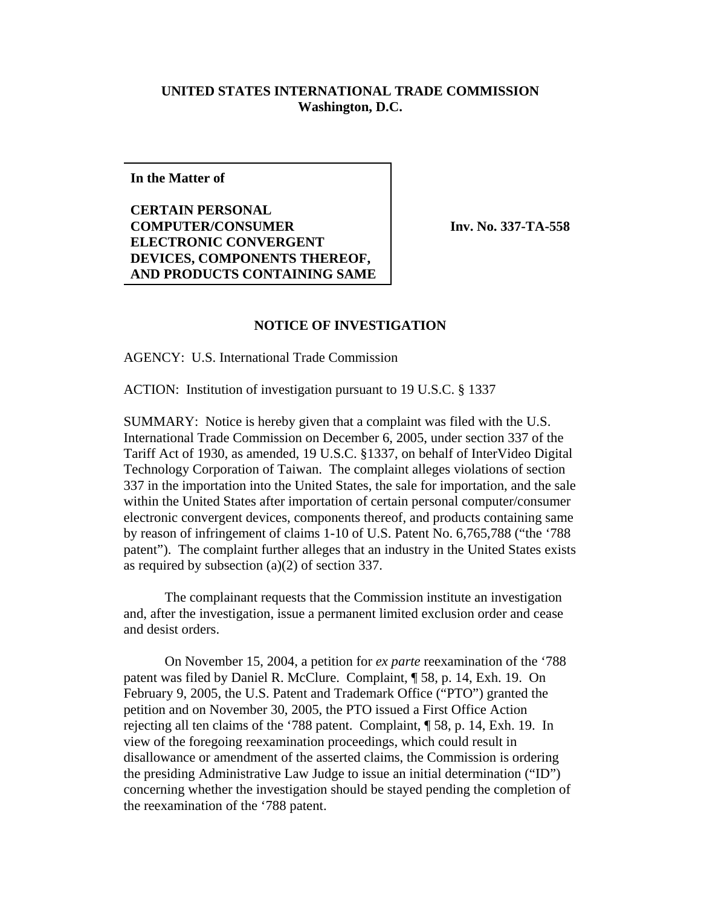**UNITED STATES INTERNATIONAL TRADE COMMISSION**
**Washington, D.C.**

**In the Matter of**

**CERTAIN PERSONAL COMPUTER/CONSUMER ELECTRONIC CONVERGENT DEVICES, COMPONENTS THEREOF, AND PRODUCTS CONTAINING SAME**

**Inv. No. 337-TA-558**

**NOTICE OF INVESTIGATION**

AGENCY: U.S. International Trade Commission

ACTION: Institution of investigation pursuant to 19 U.S.C. § 1337

SUMMARY: Notice is hereby given that a complaint was filed with the U.S. International Trade Commission on December 6, 2005, under section 337 of the Tariff Act of 1930, as amended, 19 U.S.C. §1337, on behalf of InterVideo Digital Technology Corporation of Taiwan. The complaint alleges violations of section 337 in the importation into the United States, the sale for importation, and the sale within the United States after importation of certain personal computer/consumer electronic convergent devices, components thereof, and products containing same by reason of infringement of claims 1-10 of U.S. Patent No. 6,765,788 ("the '788 patent"). The complaint further alleges that an industry in the United States exists as required by subsection (a)(2) of section 337.

The complainant requests that the Commission institute an investigation and, after the investigation, issue a permanent limited exclusion order and cease and desist orders.

On November 15, 2004, a petition for *ex parte* reexamination of the '788 patent was filed by Daniel R. McClure. Complaint, ¶ 58, p. 14, Exh. 19. On February 9, 2005, the U.S. Patent and Trademark Office ("PTO") granted the petition and on November 30, 2005, the PTO issued a First Office Action rejecting all ten claims of the '788 patent. Complaint, ¶ 58, p. 14, Exh. 19. In view of the foregoing reexamination proceedings, which could result in disallowance or amendment of the asserted claims, the Commission is ordering the presiding Administrative Law Judge to issue an initial determination ("ID") concerning whether the investigation should be stayed pending the completion of the reexamination of the '788 patent.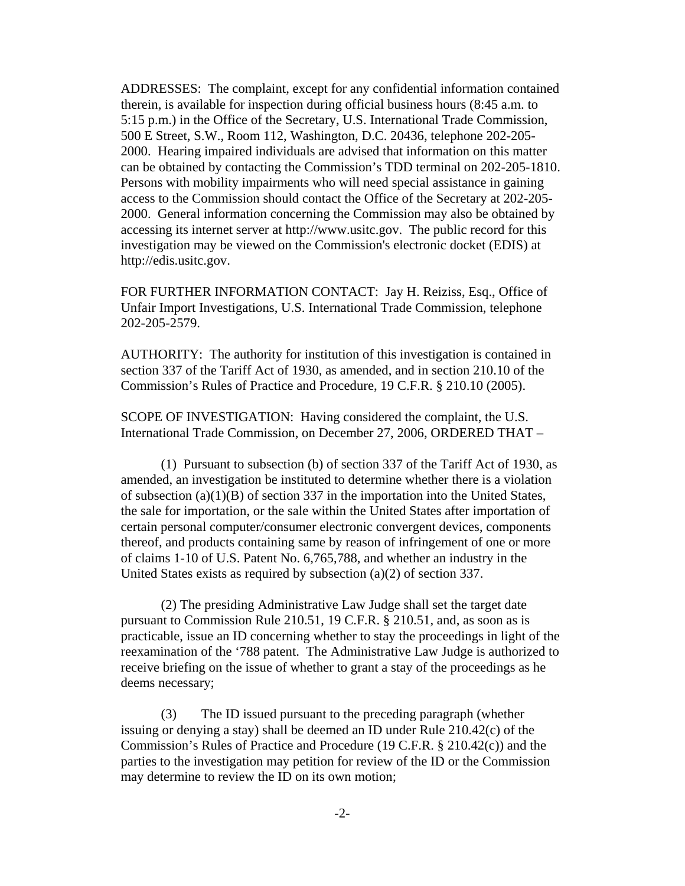ADDRESSES: The complaint, except for any confidential information contained therein, is available for inspection during official business hours (8:45 a.m. to 5:15 p.m.) in the Office of the Secretary, U.S. International Trade Commission, 500 E Street, S.W., Room 112, Washington, D.C. 20436, telephone 202-205-2000. Hearing impaired individuals are advised that information on this matter can be obtained by contacting the Commission's TDD terminal on 202-205-1810. Persons with mobility impairments who will need special assistance in gaining access to the Commission should contact the Office of the Secretary at 202-205-2000. General information concerning the Commission may also be obtained by accessing its internet server at http://www.usitc.gov. The public record for this investigation may be viewed on the Commission's electronic docket (EDIS) at http://edis.usitc.gov.

FOR FURTHER INFORMATION CONTACT: Jay H. Reiziss, Esq., Office of Unfair Import Investigations, U.S. International Trade Commission, telephone 202-205-2579.

AUTHORITY: The authority for institution of this investigation is contained in section 337 of the Tariff Act of 1930, as amended, and in section 210.10 of the Commission's Rules of Practice and Procedure, 19 C.F.R. § 210.10 (2005).

SCOPE OF INVESTIGATION: Having considered the complaint, the U.S. International Trade Commission, on December 27, 2006, ORDERED THAT –

(1) Pursuant to subsection (b) of section 337 of the Tariff Act of 1930, as amended, an investigation be instituted to determine whether there is a violation of subsection (a)(1)(B) of section 337 in the importation into the United States, the sale for importation, or the sale within the United States after importation of certain personal computer/consumer electronic convergent devices, components thereof, and products containing same by reason of infringement of one or more of claims 1-10 of U.S. Patent No. 6,765,788, and whether an industry in the United States exists as required by subsection (a)(2) of section 337.

(2) The presiding Administrative Law Judge shall set the target date pursuant to Commission Rule 210.51, 19 C.F.R. § 210.51, and, as soon as is practicable, issue an ID concerning whether to stay the proceedings in light of the reexamination of the '788 patent. The Administrative Law Judge is authorized to receive briefing on the issue of whether to grant a stay of the proceedings as he deems necessary;

(3) The ID issued pursuant to the preceding paragraph (whether issuing or denying a stay) shall be deemed an ID under Rule 210.42(c) of the Commission's Rules of Practice and Procedure (19 C.F.R. § 210.42(c)) and the parties to the investigation may petition for review of the ID or the Commission may determine to review the ID on its own motion;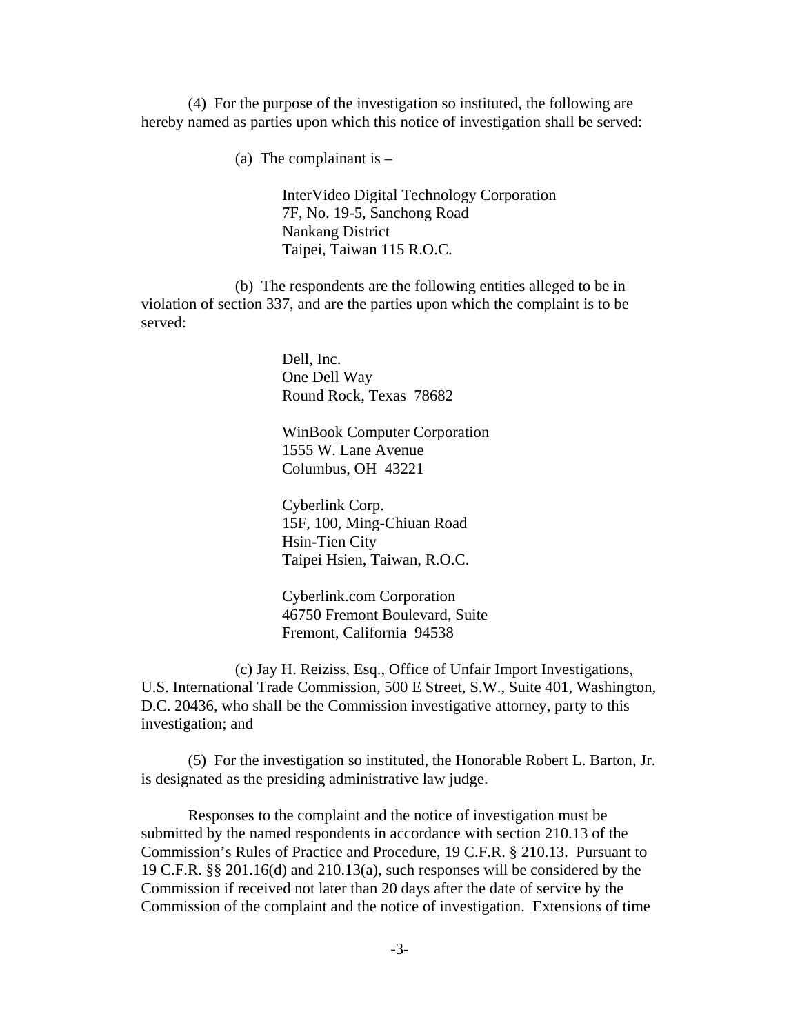(4) For the purpose of the investigation so instituted, the following are hereby named as parties upon which this notice of investigation shall be served:

(a) The complainant is –

InterVideo Digital Technology Corporation
7F, No. 19-5, Sanchong Road
Nankang District
Taipei, Taiwan 115 R.O.C.

(b) The respondents are the following entities alleged to be in violation of section 337, and are the parties upon which the complaint is to be served:

Dell, Inc.
One Dell Way
Round Rock, Texas 78682

WinBook Computer Corporation
1555 W. Lane Avenue
Columbus, OH 43221

Cyberlink Corp.
15F, 100, Ming-Chiuan Road
Hsin-Tien City
Taipei Hsien, Taiwan, R.O.C.

Cyberlink.com Corporation
46750 Fremont Boulevard, Suite
Fremont, California 94538

(c) Jay H. Reiziss, Esq., Office of Unfair Import Investigations, U.S. International Trade Commission, 500 E Street, S.W., Suite 401, Washington, D.C. 20436, who shall be the Commission investigative attorney, party to this investigation; and

(5) For the investigation so instituted, the Honorable Robert L. Barton, Jr. is designated as the presiding administrative law judge.

Responses to the complaint and the notice of investigation must be submitted by the named respondents in accordance with section 210.13 of the Commission's Rules of Practice and Procedure, 19 C.F.R. § 210.13. Pursuant to 19 C.F.R. §§ 201.16(d) and 210.13(a), such responses will be considered by the Commission if received not later than 20 days after the date of service by the Commission of the complaint and the notice of investigation. Extensions of time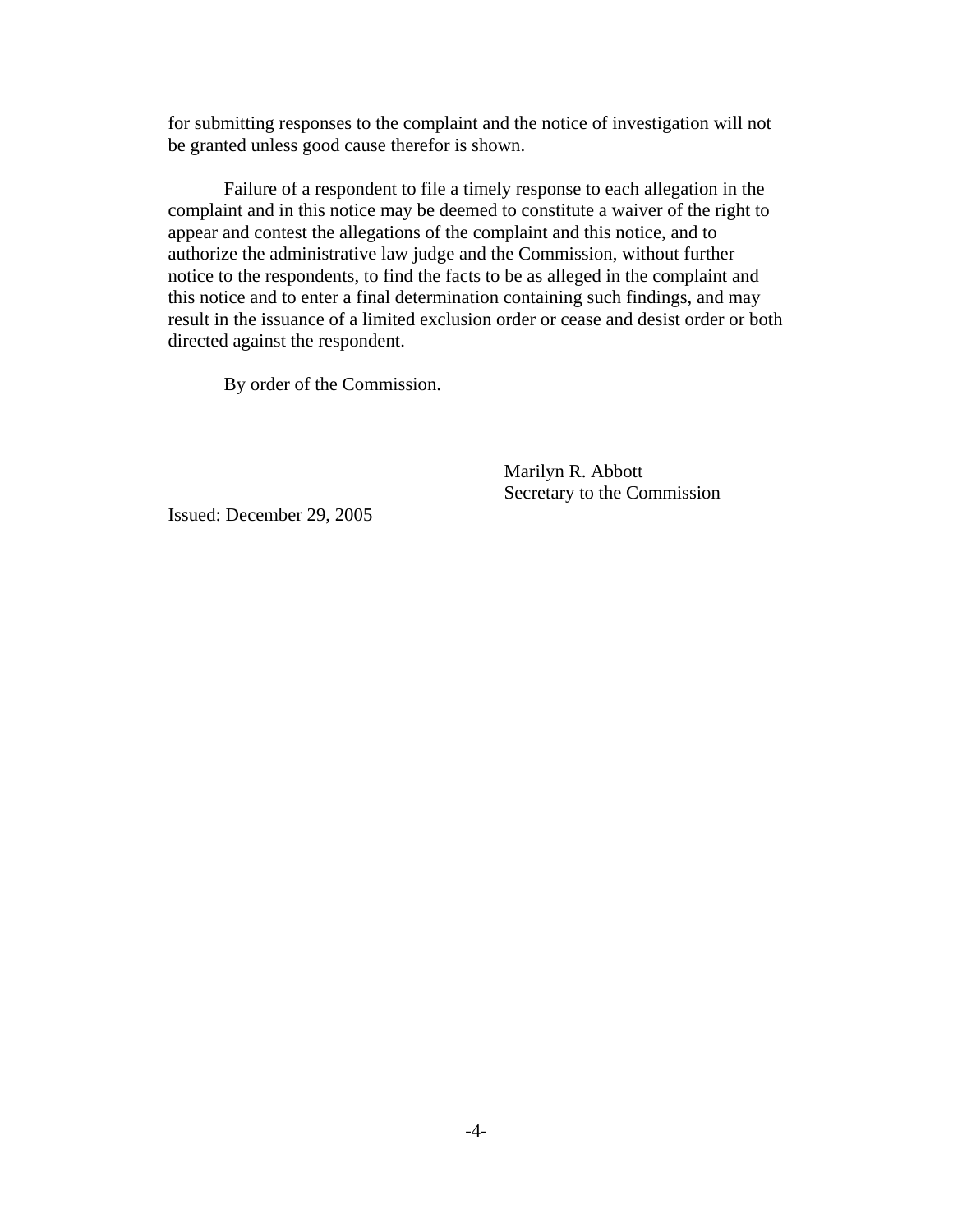for submitting responses to the complaint and the notice of investigation will not be granted unless good cause therefor is shown.

Failure of a respondent to file a timely response to each allegation in the complaint and in this notice may be deemed to constitute a waiver of the right to appear and contest the allegations of the complaint and this notice, and to authorize the administrative law judge and the Commission, without further notice to the respondents, to find the facts to be as alleged in the complaint and this notice and to enter a final determination containing such findings, and may result in the issuance of a limited exclusion order or cease and desist order or both directed against the respondent.

By order of the Commission.

Marilyn R. Abbott
Secretary to the Commission

Issued: December 29, 2005